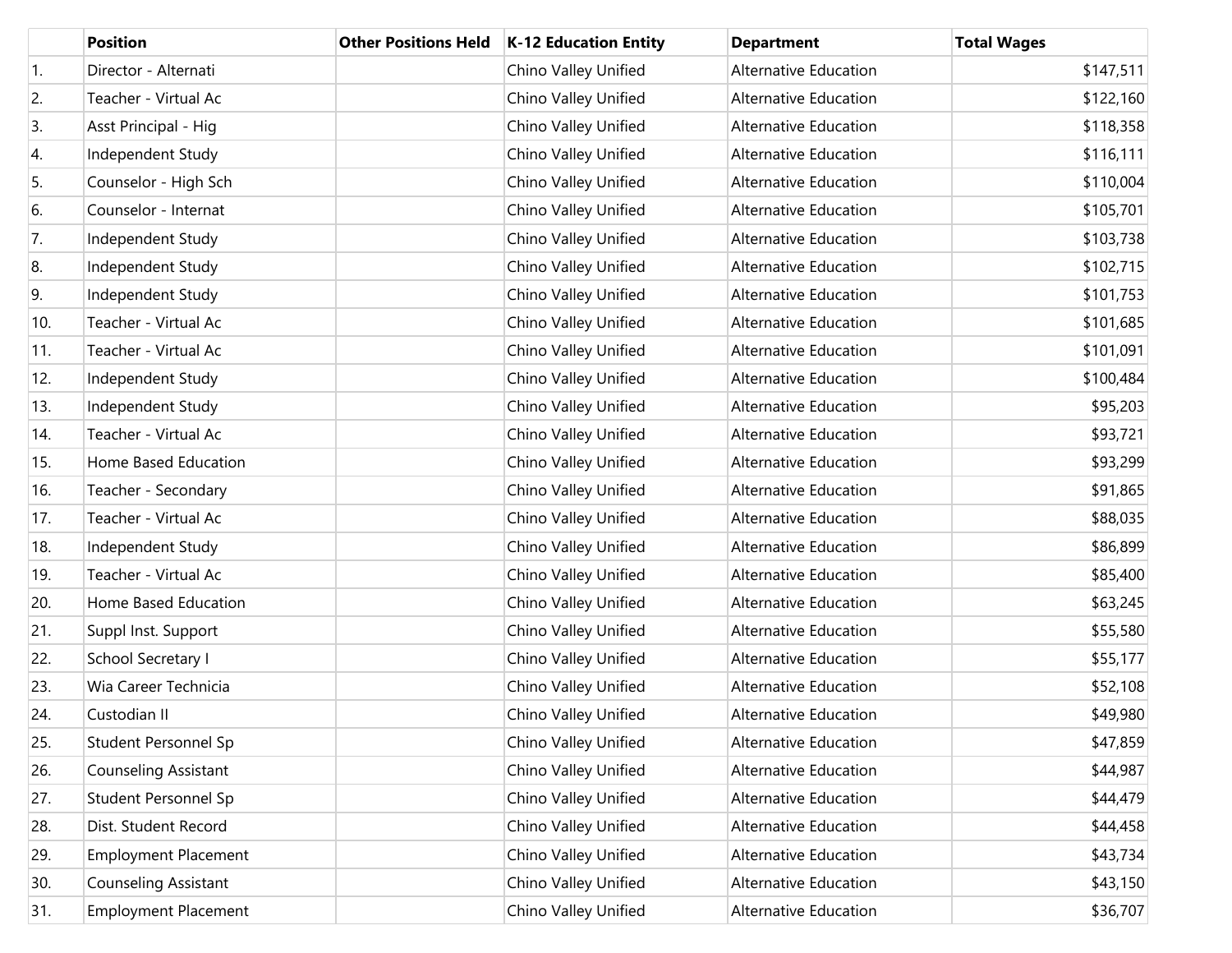| | Position | Other Positions Held | K-12 Education Entity | Department | Total Wages |
|---|---|---|---|---|---|
| 1. | Director - Alternati | | Chino Valley Unified | Alternative Education | $147,511 |
| 2. | Teacher - Virtual Ac | | Chino Valley Unified | Alternative Education | $122,160 |
| 3. | Asst Principal - Hig | | Chino Valley Unified | Alternative Education | $118,358 |
| 4. | Independent Study | | Chino Valley Unified | Alternative Education | $116,111 |
| 5. | Counselor - High Sch | | Chino Valley Unified | Alternative Education | $110,004 |
| 6. | Counselor - Internat | | Chino Valley Unified | Alternative Education | $105,701 |
| 7. | Independent Study | | Chino Valley Unified | Alternative Education | $103,738 |
| 8. | Independent Study | | Chino Valley Unified | Alternative Education | $102,715 |
| 9. | Independent Study | | Chino Valley Unified | Alternative Education | $101,753 |
| 10. | Teacher - Virtual Ac | | Chino Valley Unified | Alternative Education | $101,685 |
| 11. | Teacher - Virtual Ac | | Chino Valley Unified | Alternative Education | $101,091 |
| 12. | Independent Study | | Chino Valley Unified | Alternative Education | $100,484 |
| 13. | Independent Study | | Chino Valley Unified | Alternative Education | $95,203 |
| 14. | Teacher - Virtual Ac | | Chino Valley Unified | Alternative Education | $93,721 |
| 15. | Home Based Education | | Chino Valley Unified | Alternative Education | $93,299 |
| 16. | Teacher - Secondary | | Chino Valley Unified | Alternative Education | $91,865 |
| 17. | Teacher - Virtual Ac | | Chino Valley Unified | Alternative Education | $88,035 |
| 18. | Independent Study | | Chino Valley Unified | Alternative Education | $86,899 |
| 19. | Teacher - Virtual Ac | | Chino Valley Unified | Alternative Education | $85,400 |
| 20. | Home Based Education | | Chino Valley Unified | Alternative Education | $63,245 |
| 21. | Suppl Inst. Support | | Chino Valley Unified | Alternative Education | $55,580 |
| 22. | School Secretary I | | Chino Valley Unified | Alternative Education | $55,177 |
| 23. | Wia Career Technicia | | Chino Valley Unified | Alternative Education | $52,108 |
| 24. | Custodian II | | Chino Valley Unified | Alternative Education | $49,980 |
| 25. | Student Personnel Sp | | Chino Valley Unified | Alternative Education | $47,859 |
| 26. | Counseling Assistant | | Chino Valley Unified | Alternative Education | $44,987 |
| 27. | Student Personnel Sp | | Chino Valley Unified | Alternative Education | $44,479 |
| 28. | Dist. Student Record | | Chino Valley Unified | Alternative Education | $44,458 |
| 29. | Employment Placement | | Chino Valley Unified | Alternative Education | $43,734 |
| 30. | Counseling Assistant | | Chino Valley Unified | Alternative Education | $43,150 |
| 31. | Employment Placement | | Chino Valley Unified | Alternative Education | $36,707 |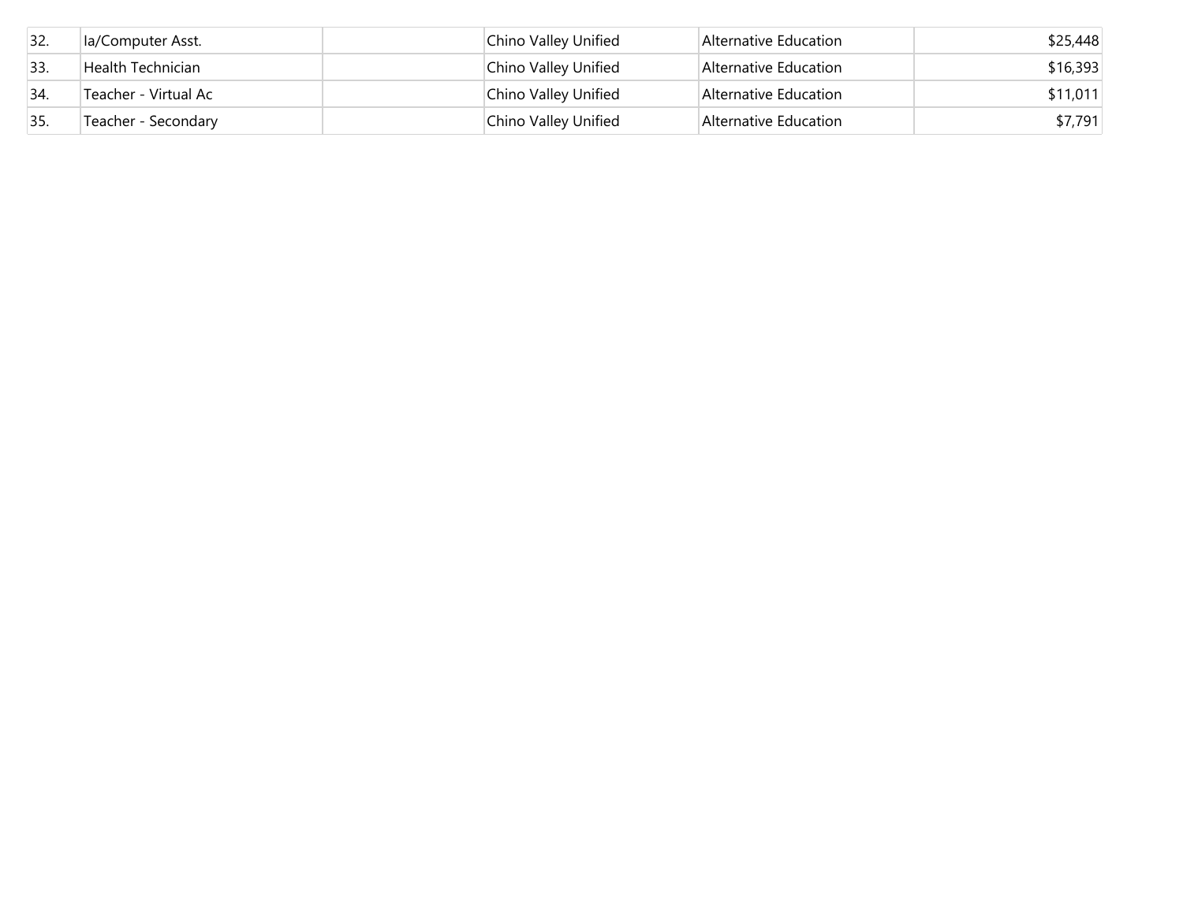| | | | | | |
|---|---|---|---|---|---|
| 32. | Ia/Computer Asst. | | Chino Valley Unified | Alternative Education | $25,448 |
| 33. | Health Technician | | Chino Valley Unified | Alternative Education | $16,393 |
| 34. | Teacher - Virtual Ac | | Chino Valley Unified | Alternative Education | $11,011 |
| 35. | Teacher - Secondary | | Chino Valley Unified | Alternative Education | $7,791 |